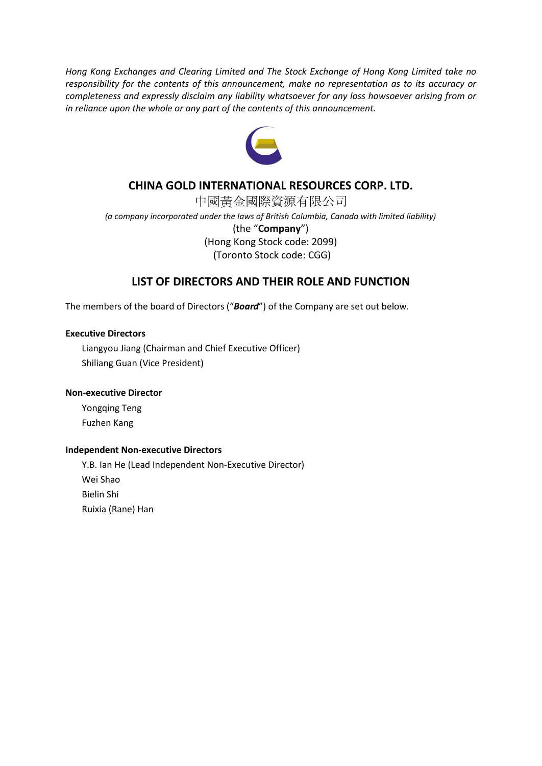*Hong Kong Exchanges and Clearing Limited and The Stock Exchange of Hong Kong Limited take no responsibility for the contents of this announcement, make no representation as to its accuracy or completeness and expressly disclaim any liability whatsoever for any loss howsoever arising from or in reliance upon the whole or any part of the contents of this announcement.*

# CHINA GOLD INTERNATIONAL RESOURCES CORP. LTD.

中國黃金國際資源有限公司

*(a company incorporated under the laws of British Columbia, Canada with limited liability)*

(the "**Company**")

(Hong Kong Stock code: 2099)

(Toronto Stock code: CGG)

## LIST OF DIRECTORS AND THEIR ROLE AND FUNCTION

The members of the board of Directors ("***Board***") of the Company are set out below.

**Executive Directors**

Liangyou Jiang (Chairman and Chief Executive Officer)
Shiliang Guan (Vice President)

**Non-executive Director**

Yongqing Teng
Fuzhen Kang

**Independent Non-executive Directors**

Y.B. Ian He (Lead Independent Non-Executive Director)
Wei Shao
Bielin Shi
Ruixia (Rane) Han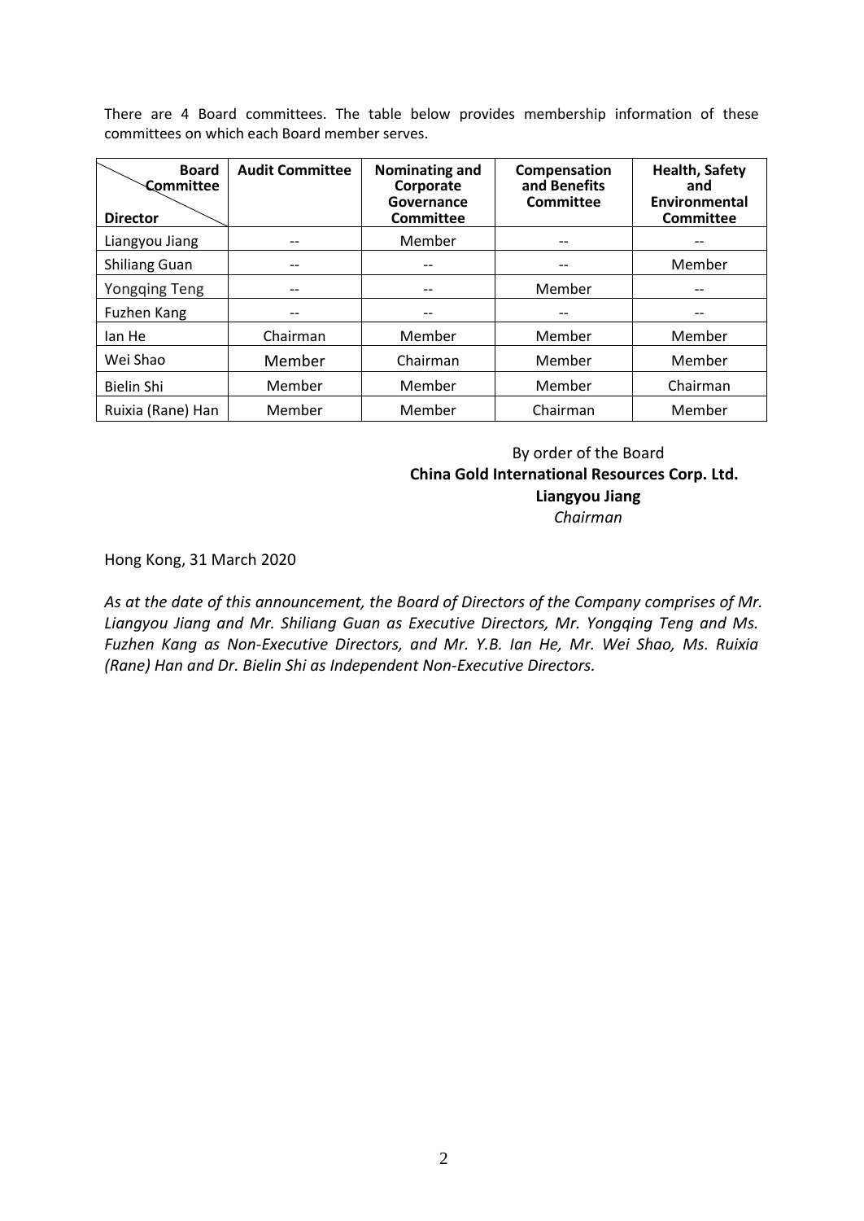There are 4 Board committees. The table below provides membership information of these committees on which each Board member serves.

| Board Committee / Director | Audit Committee | Nominating and Corporate Governance Committee | Compensation and Benefits Committee | Health, Safety and Environmental Committee |
|---|---|---|---|---|
| Liangyou Jiang | -- | Member | -- | -- |
| Shiliang Guan | -- | -- | -- | Member |
| Yongqing Teng | -- | -- | Member | -- |
| Fuzhen Kang | -- | -- | -- | -- |
| Ian He | Chairman | Member | Member | Member |
| Wei Shao | Member | Chairman | Member | Member |
| Bielin Shi | Member | Member | Member | Chairman |
| Ruixia (Rane) Han | Member | Member | Chairman | Member |

By order of the Board
**China Gold International Resources Corp. Ltd.**
**Liangyou Jiang**
*Chairman*

Hong Kong, 31 March 2020

*As at the date of this announcement, the Board of Directors of the Company comprises of Mr. Liangyou Jiang and Mr. Shiliang Guan as Executive Directors, Mr. Yongqing Teng and Ms. Fuzhen Kang as Non-Executive Directors, and Mr. Y.B. Ian He, Mr. Wei Shao, Ms. Ruixia (Rane) Han and Dr. Bielin Shi as Independent Non-Executive Directors.*